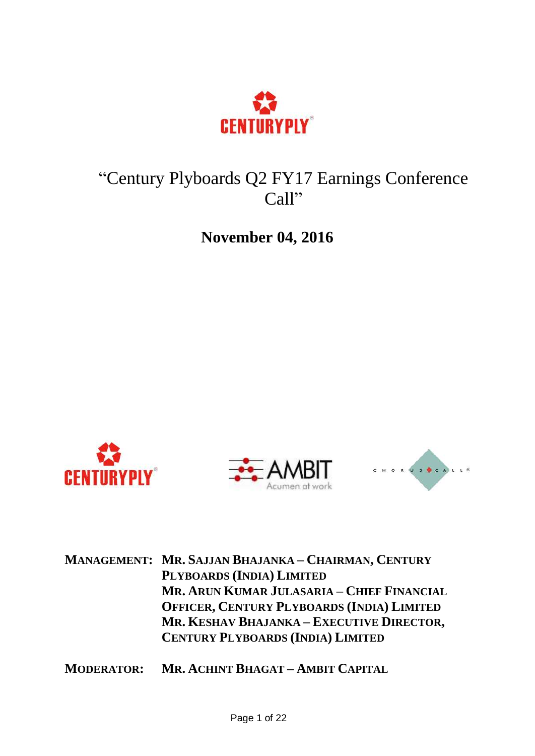# "Century Plyboards Q2 FY17 Earnings Conference Call"

**November 04, 2016**

**MANAGEMENT:** **MR. SAJJAN BHAJANKA – CHAIRMAN, CENTURY PLYBOARDS (INDIA) LIMITED**
**MR. ARUN KUMAR JULASARIA – CHIEF FINANCIAL OFFICER, CENTURY PLYBOARDS (INDIA) LIMITED**
**MR. KESHAV BHAJANKA – EXECUTIVE DIRECTOR, CENTURY PLYBOARDS (INDIA) LIMITED**

**MODERATOR:** **MR. ACHINT BHAGAT – AMBIT CAPITAL**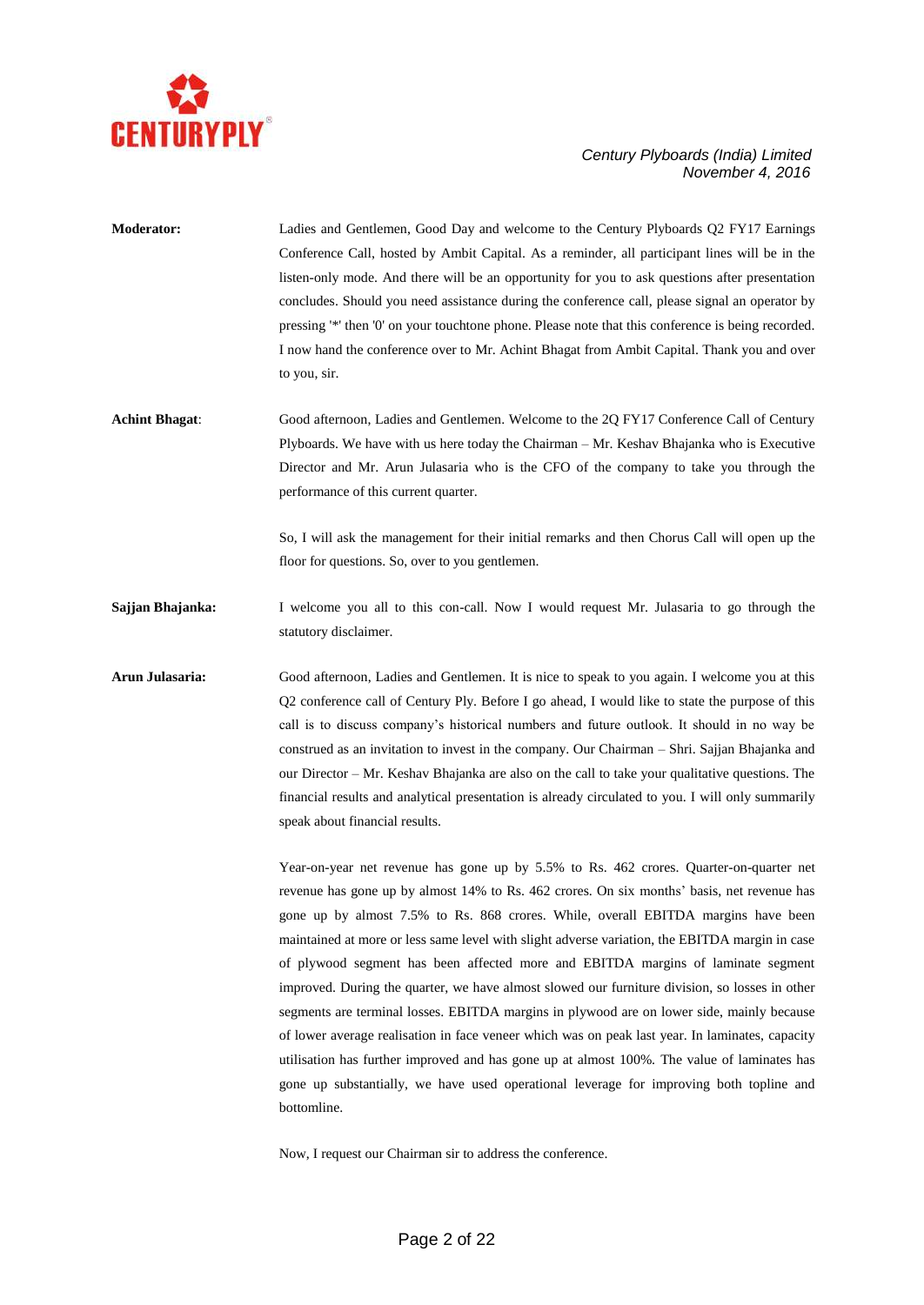**Moderator:** Ladies and Gentlemen, Good Day and welcome to the Century Plyboards Q2 FY17 Earnings Conference Call, hosted by Ambit Capital. As a reminder, all participant lines will be in the listen-only mode. And there will be an opportunity for you to ask questions after presentation concludes. Should you need assistance during the conference call, please signal an operator by pressing '*' then '0' on your touchtone phone. Please note that this conference is being recorded. I now hand the conference over to Mr. Achint Bhagat from Ambit Capital. Thank you and over to you, sir.

**Achint Bhagat**: Good afternoon, Ladies and Gentlemen. Welcome to the 2Q FY17 Conference Call of Century Plyboards. We have with us here today the Chairman – Mr. Keshav Bhajanka who is Executive Director and Mr. Arun Julasaria who is the CFO of the company to take you through the performance of this current quarter.

So, I will ask the management for their initial remarks and then Chorus Call will open up the floor for questions. So, over to you gentlemen.

**Sajjan Bhajanka:** I welcome you all to this con-call. Now I would request Mr. Julasaria to go through the statutory disclaimer.

**Arun Julasaria:** Good afternoon, Ladies and Gentlemen. It is nice to speak to you again. I welcome you at this Q2 conference call of Century Ply. Before I go ahead, I would like to state the purpose of this call is to discuss company's historical numbers and future outlook. It should in no way be construed as an invitation to invest in the company. Our Chairman – Shri. Sajjan Bhajanka and our Director – Mr. Keshav Bhajanka are also on the call to take your qualitative questions. The financial results and analytical presentation is already circulated to you. I will only summarily speak about financial results.

Year-on-year net revenue has gone up by 5.5% to Rs. 462 crores. Quarter-on-quarter net revenue has gone up by almost 14% to Rs. 462 crores. On six months' basis, net revenue has gone up by almost 7.5% to Rs. 868 crores. While, overall EBITDA margins have been maintained at more or less same level with slight adverse variation, the EBITDA margin in case of plywood segment has been affected more and EBITDA margins of laminate segment improved. During the quarter, we have almost slowed our furniture division, so losses in other segments are terminal losses. EBITDA margins in plywood are on lower side, mainly because of lower average realisation in face veneer which was on peak last year. In laminates, capacity utilisation has further improved and has gone up at almost 100%. The value of laminates has gone up substantially, we have used operational leverage for improving both topline and bottomline.

Now, I request our Chairman sir to address the conference.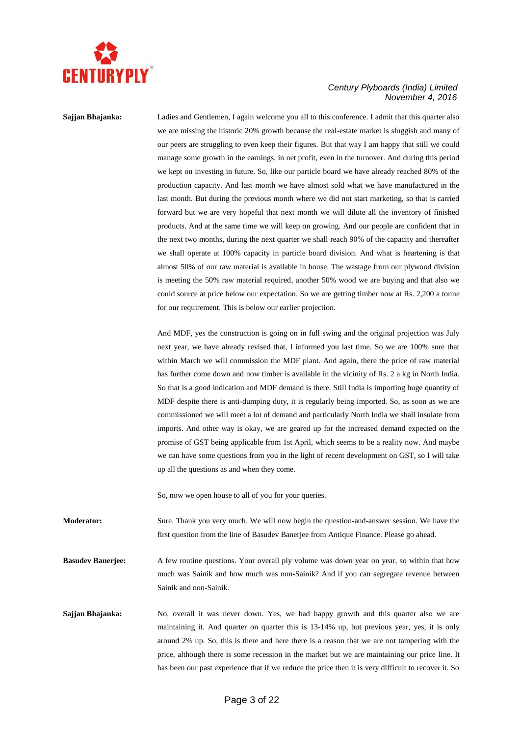**Sajjan Bhajanka:** Ladies and Gentlemen, I again welcome you all to this conference. I admit that this quarter also we are missing the historic 20% growth because the real-estate market is sluggish and many of our peers are struggling to even keep their figures. But that way I am happy that still we could manage some growth in the earnings, in net profit, even in the turnover. And during this period we kept on investing in future. So, like our particle board we have already reached 80% of the production capacity. And last month we have almost sold what we have manufactured in the last month. But during the previous month where we did not start marketing, so that is carried forward but we are very hopeful that next month we will dilute all the inventory of finished products. And at the same time we will keep on growing. And our people are confident that in the next two months, during the next quarter we shall reach 90% of the capacity and thereafter we shall operate at 100% capacity in particle board division. And what is heartening is that almost 50% of our raw material is available in house. The wastage from our plywood division is meeting the 50% raw material required, another 50% wood we are buying and that also we could source at price below our expectation. So we are getting timber now at Rs. 2,200 a tonne for our requirement. This is below our earlier projection.

And MDF, yes the construction is going on in full swing and the original projection was July next year, we have already revised that, I informed you last time. So we are 100% sure that within March we will commission the MDF plant. And again, there the price of raw material has further come down and now timber is available in the vicinity of Rs. 2 a kg in North India. So that is a good indication and MDF demand is there. Still India is importing huge quantity of MDF despite there is anti-dumping duty, it is regularly being imported. So, as soon as we are commissioned we will meet a lot of demand and particularly North India we shall insulate from imports. And other way is okay, we are geared up for the increased demand expected on the promise of GST being applicable from 1st April, which seems to be a reality now. And maybe we can have some questions from you in the light of recent development on GST, so I will take up all the questions as and when they come.

So, now we open house to all of you for your queries.

**Moderator:** Sure. Thank you very much. We will now begin the question-and-answer session. We have the first question from the line of Basudev Banerjee from Antique Finance. Please go ahead.

**Basudev Banerjee:** A few routine questions. Your overall ply volume was down year on year, so within that how much was Sainik and how much was non-Sainik? And if you can segregate revenue between Sainik and non-Sainik.

**Sajjan Bhajanka:** No, overall it was never down. Yes, we had happy growth and this quarter also we are maintaining it. And quarter on quarter this is 13-14% up, but previous year, yes, it is only around 2% up. So, this is there and here there is a reason that we are not tampering with the price, although there is some recession in the market but we are maintaining our price line. It has been our past experience that if we reduce the price then it is very difficult to recover it. So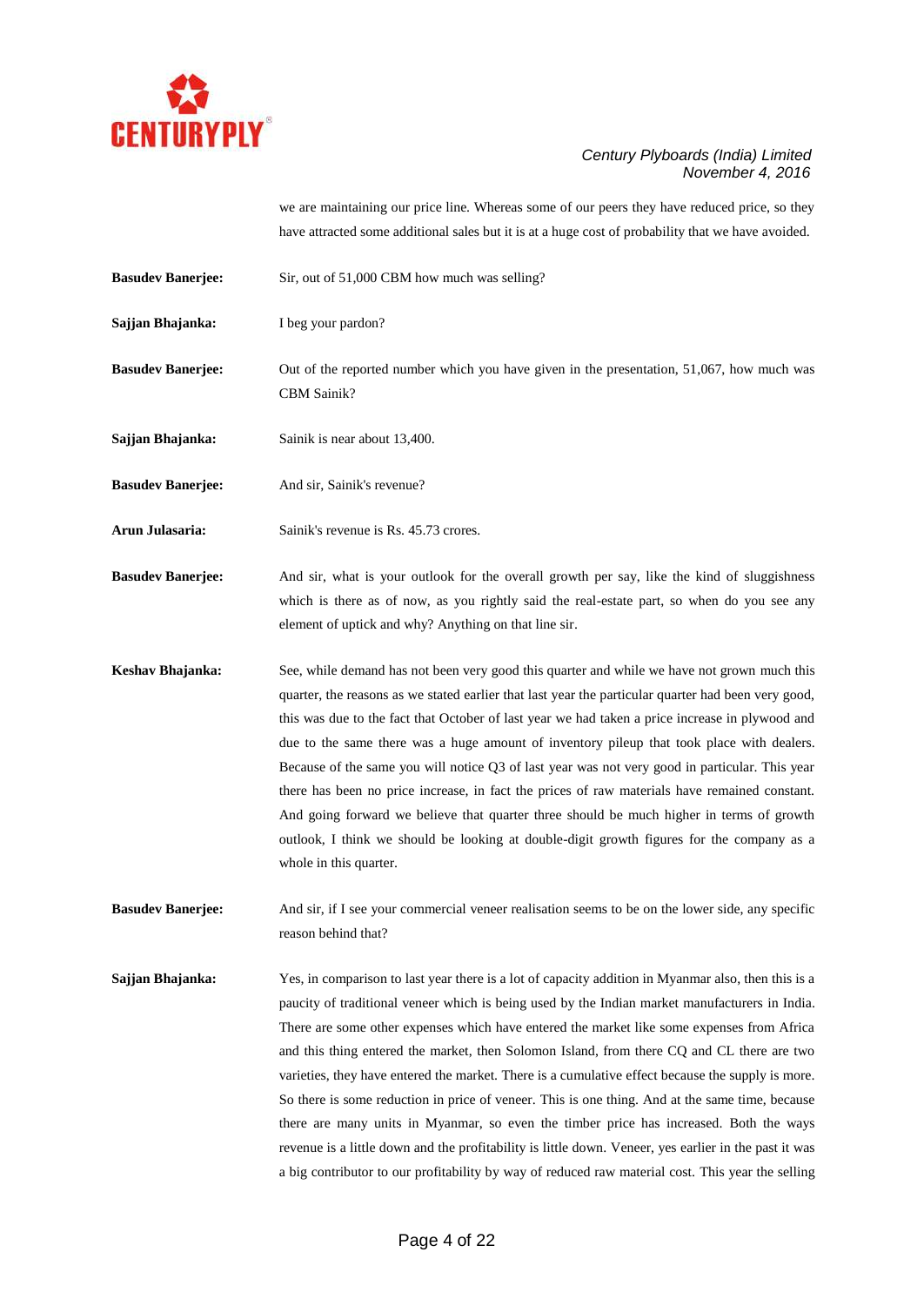we are maintaining our price line. Whereas some of our peers they have reduced price, so they have attracted some additional sales but it is at a huge cost of probability that we have avoided.

**Basudev Banerjee:** Sir, out of 51,000 CBM how much was selling?

**Sajjan Bhajanka:** I beg your pardon?

**Basudev Banerjee:** Out of the reported number which you have given in the presentation, 51,067, how much was CBM Sainik?

**Sajjan Bhajanka:** Sainik is near about 13,400.

**Basudev Banerjee:** And sir, Sainik's revenue?

**Arun Julasaria:** Sainik's revenue is Rs. 45.73 crores.

**Basudev Banerjee:** And sir, what is your outlook for the overall growth per say, like the kind of sluggishness which is there as of now, as you rightly said the real-estate part, so when do you see any element of uptick and why? Anything on that line sir.

**Keshav Bhajanka:** See, while demand has not been very good this quarter and while we have not grown much this quarter, the reasons as we stated earlier that last year the particular quarter had been very good, this was due to the fact that October of last year we had taken a price increase in plywood and due to the same there was a huge amount of inventory pileup that took place with dealers. Because of the same you will notice Q3 of last year was not very good in particular. This year there has been no price increase, in fact the prices of raw materials have remained constant. And going forward we believe that quarter three should be much higher in terms of growth outlook, I think we should be looking at double-digit growth figures for the company as a whole in this quarter.

**Basudev Banerjee:** And sir, if I see your commercial veneer realisation seems to be on the lower side, any specific reason behind that?

**Sajjan Bhajanka:** Yes, in comparison to last year there is a lot of capacity addition in Myanmar also, then this is a paucity of traditional veneer which is being used by the Indian market manufacturers in India. There are some other expenses which have entered the market like some expenses from Africa and this thing entered the market, then Solomon Island, from there CQ and CL there are two varieties, they have entered the market. There is a cumulative effect because the supply is more. So there is some reduction in price of veneer. This is one thing. And at the same time, because there are many units in Myanmar, so even the timber price has increased. Both the ways revenue is a little down and the profitability is little down. Veneer, yes earlier in the past it was a big contributor to our profitability by way of reduced raw material cost. This year the selling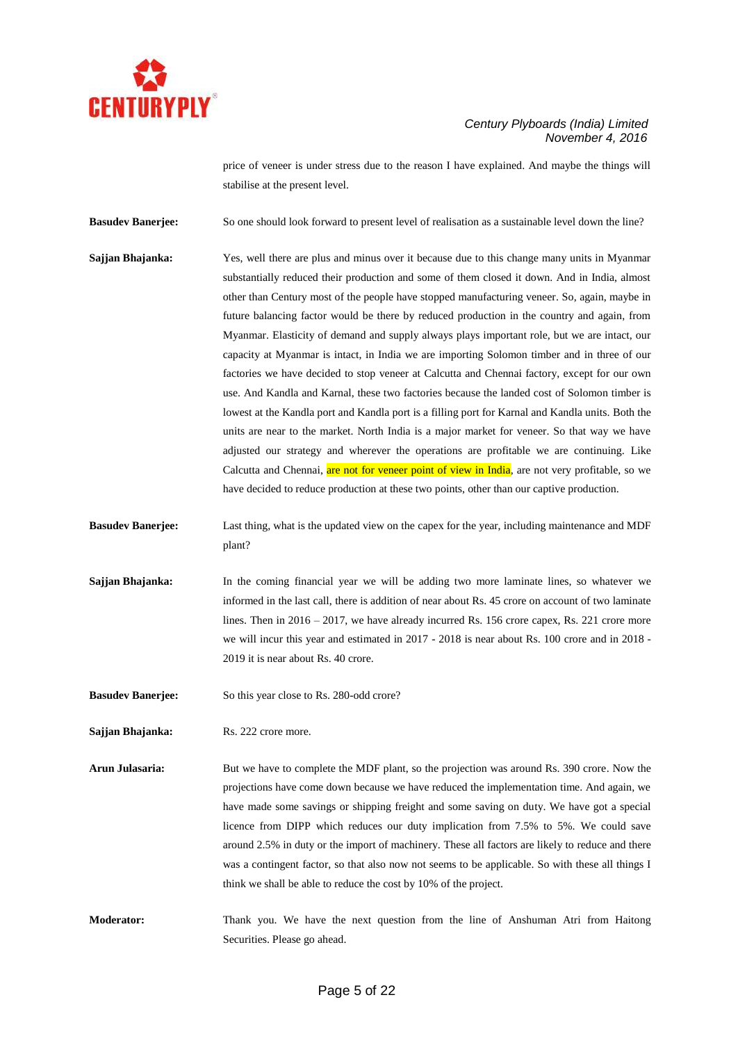price of veneer is under stress due to the reason I have explained. And maybe the things will stabilise at the present level.

**Basudev Banerjee:** So one should look forward to present level of realisation as a sustainable level down the line?

**Sajjan Bhajanka:** Yes, well there are plus and minus over it because due to this change many units in Myanmar substantially reduced their production and some of them closed it down. And in India, almost other than Century most of the people have stopped manufacturing veneer. So, again, maybe in future balancing factor would be there by reduced production in the country and again, from Myanmar. Elasticity of demand and supply always plays important role, but we are intact, our capacity at Myanmar is intact, in India we are importing Solomon timber and in three of our factories we have decided to stop veneer at Calcutta and Chennai factory, except for our own use. And Kandla and Karnal, these two factories because the landed cost of Solomon timber is lowest at the Kandla port and Kandla port is a filling port for Karnal and Kandla units. Both the units are near to the market. North India is a major market for veneer. So that way we have adjusted our strategy and wherever the operations are profitable we are continuing. Like Calcutta and Chennai, are not for veneer point of view in India, are not very profitable, so we have decided to reduce production at these two points, other than our captive production.

**Basudev Banerjee:** Last thing, what is the updated view on the capex for the year, including maintenance and MDF plant?

**Sajjan Bhajanka:** In the coming financial year we will be adding two more laminate lines, so whatever we informed in the last call, there is addition of near about Rs. 45 crore on account of two laminate lines. Then in 2016 – 2017, we have already incurred Rs. 156 crore capex, Rs. 221 crore more we will incur this year and estimated in 2017 - 2018 is near about Rs. 100 crore and in 2018 - 2019 it is near about Rs. 40 crore.

**Basudev Banerjee:** So this year close to Rs. 280-odd crore?

**Sajjan Bhajanka:** Rs. 222 crore more.

**Arun Julasaria:** But we have to complete the MDF plant, so the projection was around Rs. 390 crore. Now the projections have come down because we have reduced the implementation time. And again, we have made some savings or shipping freight and some saving on duty. We have got a special licence from DIPP which reduces our duty implication from 7.5% to 5%. We could save around 2.5% in duty or the import of machinery. These all factors are likely to reduce and there was a contingent factor, so that also now not seems to be applicable. So with these all things I think we shall be able to reduce the cost by 10% of the project.

**Moderator:** Thank you. We have the next question from the line of Anshuman Atri from Haitong Securities. Please go ahead.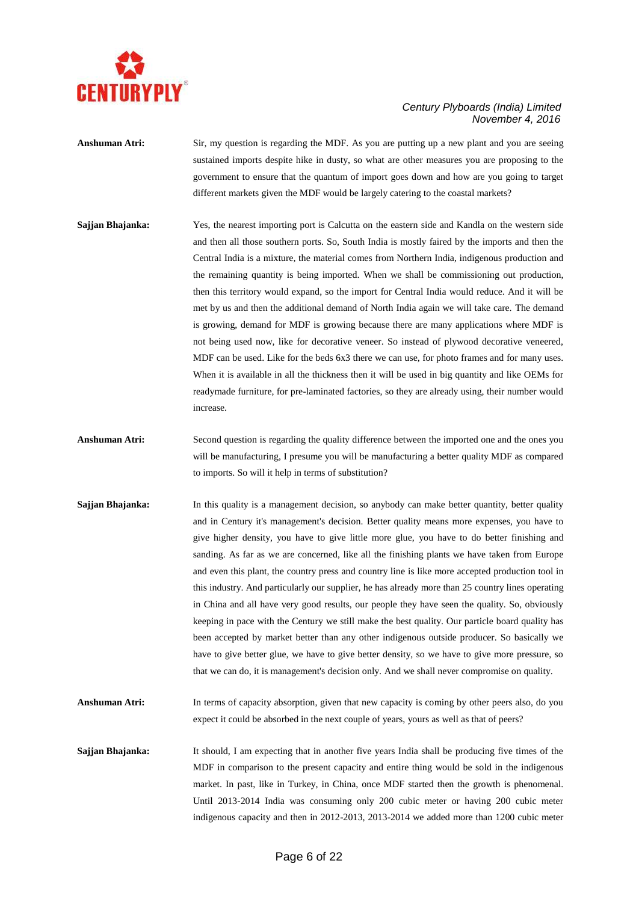**Anshuman Atri:** Sir, my question is regarding the MDF. As you are putting up a new plant and you are seeing sustained imports despite hike in dusty, so what are other measures you are proposing to the government to ensure that the quantum of import goes down and how are you going to target different markets given the MDF would be largely catering to the coastal markets?

**Sajjan Bhajanka:** Yes, the nearest importing port is Calcutta on the eastern side and Kandla on the western side and then all those southern ports. So, South India is mostly faired by the imports and then the Central India is a mixture, the material comes from Northern India, indigenous production and the remaining quantity is being imported. When we shall be commissioning out production, then this territory would expand, so the import for Central India would reduce. And it will be met by us and then the additional demand of North India again we will take care. The demand is growing, demand for MDF is growing because there are many applications where MDF is not being used now, like for decorative veneer. So instead of plywood decorative veneered, MDF can be used. Like for the beds 6x3 there we can use, for photo frames and for many uses. When it is available in all the thickness then it will be used in big quantity and like OEMs for readymade furniture, for pre-laminated factories, so they are already using, their number would increase.

**Anshuman Atri:** Second question is regarding the quality difference between the imported one and the ones you will be manufacturing, I presume you will be manufacturing a better quality MDF as compared to imports. So will it help in terms of substitution?

**Sajjan Bhajanka:** In this quality is a management decision, so anybody can make better quantity, better quality and in Century it's management's decision. Better quality means more expenses, you have to give higher density, you have to give little more glue, you have to do better finishing and sanding. As far as we are concerned, like all the finishing plants we have taken from Europe and even this plant, the country press and country line is like more accepted production tool in this industry. And particularly our supplier, he has already more than 25 country lines operating in China and all have very good results, our people they have seen the quality. So, obviously keeping in pace with the Century we still make the best quality. Our particle board quality has been accepted by market better than any other indigenous outside producer. So basically we have to give better glue, we have to give better density, so we have to give more pressure, so that we can do, it is management's decision only. And we shall never compromise on quality.

**Anshuman Atri:** In terms of capacity absorption, given that new capacity is coming by other peers also, do you expect it could be absorbed in the next couple of years, yours as well as that of peers?

**Sajjan Bhajanka:** It should, I am expecting that in another five years India shall be producing five times of the MDF in comparison to the present capacity and entire thing would be sold in the indigenous market. In past, like in Turkey, in China, once MDF started then the growth is phenomenal. Until 2013-2014 India was consuming only 200 cubic meter or having 200 cubic meter indigenous capacity and then in 2012-2013, 2013-2014 we added more than 1200 cubic meter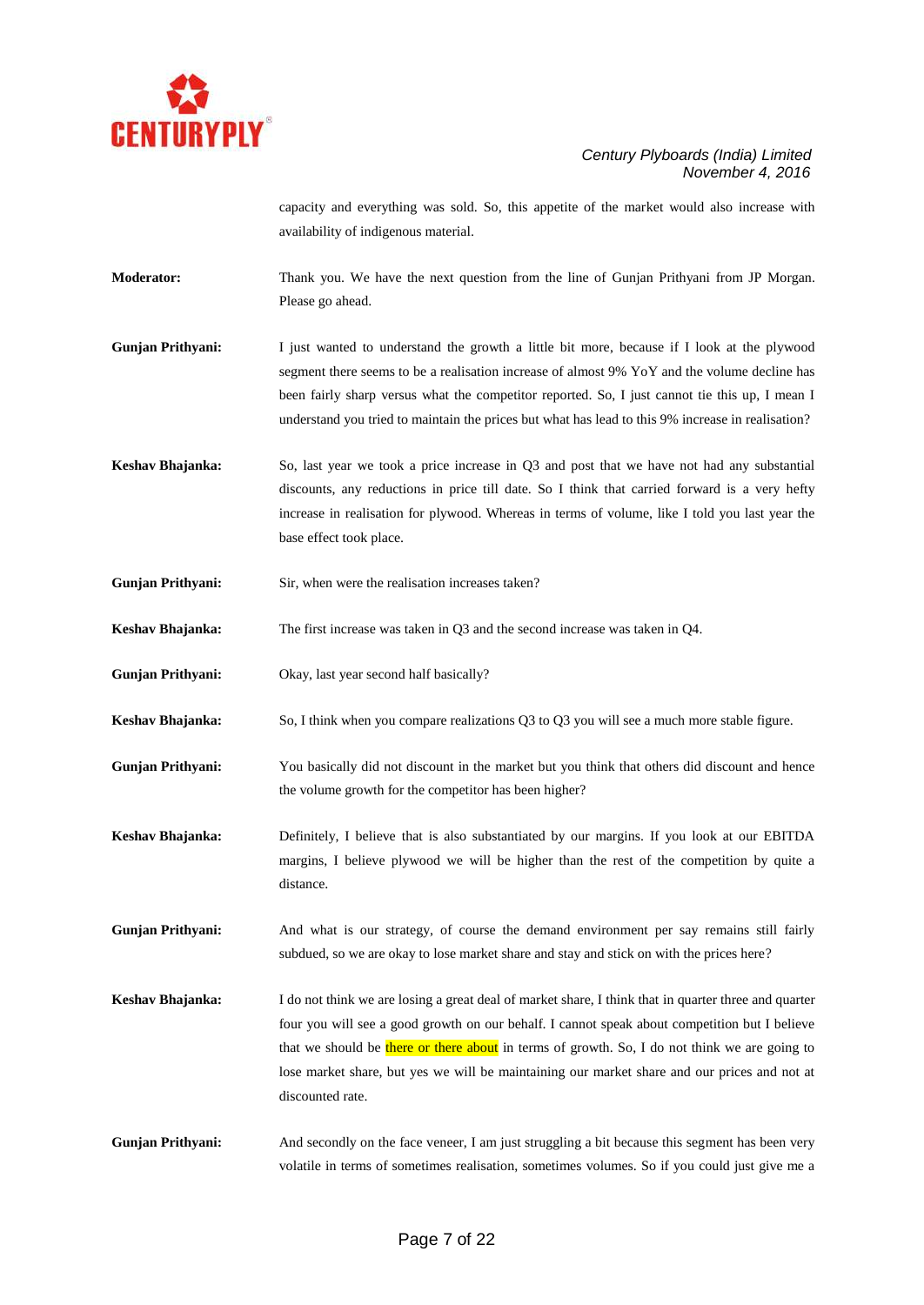capacity and everything was sold. So, this appetite of the market would also increase with availability of indigenous material.

**Moderator:** Thank you. We have the next question from the line of Gunjan Prithyani from JP Morgan. Please go ahead.

**Gunjan Prithyani:** I just wanted to understand the growth a little bit more, because if I look at the plywood segment there seems to be a realisation increase of almost 9% YoY and the volume decline has been fairly sharp versus what the competitor reported. So, I just cannot tie this up, I mean I understand you tried to maintain the prices but what has lead to this 9% increase in realisation?

**Keshav Bhajanka:** So, last year we took a price increase in Q3 and post that we have not had any substantial discounts, any reductions in price till date. So I think that carried forward is a very hefty increase in realisation for plywood. Whereas in terms of volume, like I told you last year the base effect took place.

**Gunjan Prithyani:** Sir, when were the realisation increases taken?

**Keshav Bhajanka:** The first increase was taken in Q3 and the second increase was taken in Q4.

**Gunjan Prithyani:** Okay, last year second half basically?

**Keshav Bhajanka:** So, I think when you compare realizations Q3 to Q3 you will see a much more stable figure.

**Gunjan Prithyani:** You basically did not discount in the market but you think that others did discount and hence the volume growth for the competitor has been higher?

**Keshav Bhajanka:** Definitely, I believe that is also substantiated by our margins. If you look at our EBITDA margins, I believe plywood we will be higher than the rest of the competition by quite a distance.

**Gunjan Prithyani:** And what is our strategy, of course the demand environment per say remains still fairly subdued, so we are okay to lose market share and stay and stick on with the prices here?

**Keshav Bhajanka:** I do not think we are losing a great deal of market share, I think that in quarter three and quarter four you will see a good growth on our behalf. I cannot speak about competition but I believe that we should be there or there about in terms of growth. So, I do not think we are going to lose market share, but yes we will be maintaining our market share and our prices and not at discounted rate.

**Gunjan Prithyani:** And secondly on the face veneer, I am just struggling a bit because this segment has been very volatile in terms of sometimes realisation, sometimes volumes. So if you could just give me a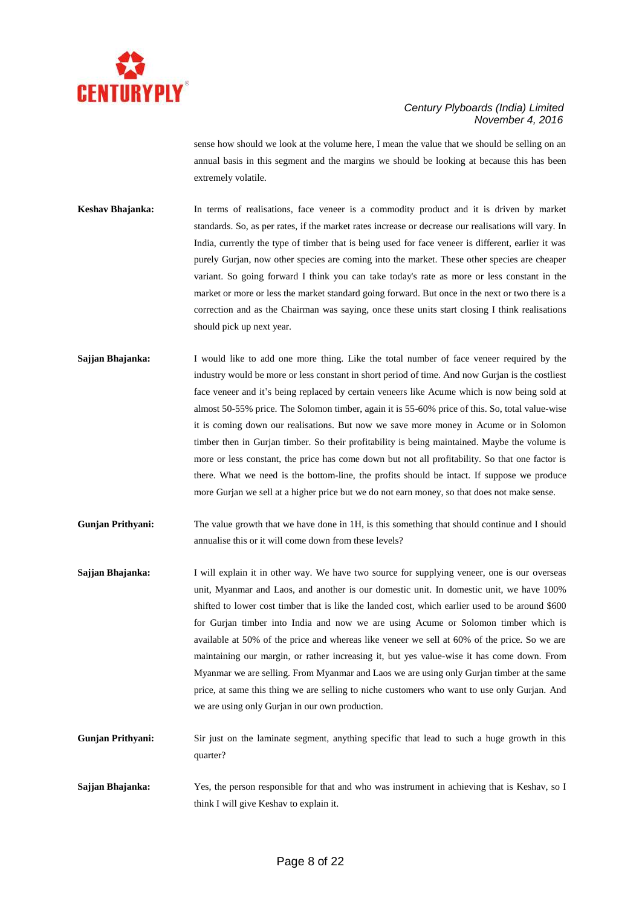sense how should we look at the volume here, I mean the value that we should be selling on an annual basis in this segment and the margins we should be looking at because this has been extremely volatile.

**Keshav Bhajanka:** In terms of realisations, face veneer is a commodity product and it is driven by market standards. So, as per rates, if the market rates increase or decrease our realisations will vary. In India, currently the type of timber that is being used for face veneer is different, earlier it was purely Gurjan, now other species are coming into the market. These other species are cheaper variant. So going forward I think you can take today's rate as more or less constant in the market or more or less the market standard going forward. But once in the next or two there is a correction and as the Chairman was saying, once these units start closing I think realisations should pick up next year.

**Sajjan Bhajanka:** I would like to add one more thing. Like the total number of face veneer required by the industry would be more or less constant in short period of time. And now Gurjan is the costliest face veneer and it's being replaced by certain veneers like Acume which is now being sold at almost 50-55% price. The Solomon timber, again it is 55-60% price of this. So, total value-wise it is coming down our realisations. But now we save more money in Acume or in Solomon timber then in Gurjan timber. So their profitability is being maintained. Maybe the volume is more or less constant, the price has come down but not all profitability. So that one factor is there. What we need is the bottom-line, the profits should be intact. If suppose we produce more Gurjan we sell at a higher price but we do not earn money, so that does not make sense.

**Gunjan Prithyani:** The value growth that we have done in 1H, is this something that should continue and I should annualise this or it will come down from these levels?

**Sajjan Bhajanka:** I will explain it in other way. We have two source for supplying veneer, one is our overseas unit, Myanmar and Laos, and another is our domestic unit. In domestic unit, we have 100% shifted to lower cost timber that is like the landed cost, which earlier used to be around $600 for Gurjan timber into India and now we are using Acume or Solomon timber which is available at 50% of the price and whereas like veneer we sell at 60% of the price. So we are maintaining our margin, or rather increasing it, but yes value-wise it has come down. From Myanmar we are selling. From Myanmar and Laos we are using only Gurjan timber at the same price, at same this thing we are selling to niche customers who want to use only Gurjan. And we are using only Gurjan in our own production.

**Gunjan Prithyani:** Sir just on the laminate segment, anything specific that lead to such a huge growth in this quarter?

**Sajjan Bhajanka:** Yes, the person responsible for that and who was instrument in achieving that is Keshav, so I think I will give Keshav to explain it.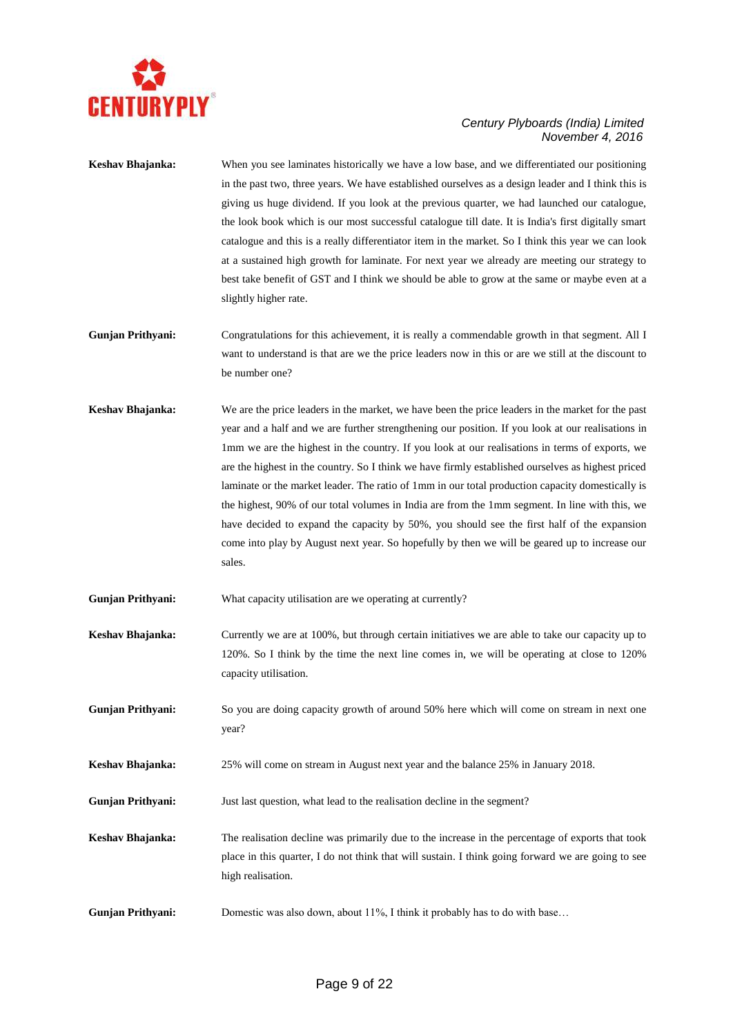**Keshav Bhajanka:** When you see laminates historically we have a low base, and we differentiated our positioning in the past two, three years. We have established ourselves as a design leader and I think this is giving us huge dividend. If you look at the previous quarter, we had launched our catalogue, the look book which is our most successful catalogue till date. It is India's first digitally smart catalogue and this is a really differentiator item in the market. So I think this year we can look at a sustained high growth for laminate. For next year we already are meeting our strategy to best take benefit of GST and I think we should be able to grow at the same or maybe even at a slightly higher rate.

**Gunjan Prithyani:** Congratulations for this achievement, it is really a commendable growth in that segment. All I want to understand is that are we the price leaders now in this or are we still at the discount to be number one?

**Keshav Bhajanka:** We are the price leaders in the market, we have been the price leaders in the market for the past year and a half and we are further strengthening our position. If you look at our realisations in 1mm we are the highest in the country. If you look at our realisations in terms of exports, we are the highest in the country. So I think we have firmly established ourselves as highest priced laminate or the market leader. The ratio of 1mm in our total production capacity domestically is the highest, 90% of our total volumes in India are from the 1mm segment. In line with this, we have decided to expand the capacity by 50%, you should see the first half of the expansion come into play by August next year. So hopefully by then we will be geared up to increase our sales.

**Gunjan Prithyani:** What capacity utilisation are we operating at currently?

**Keshav Bhajanka:** Currently we are at 100%, but through certain initiatives we are able to take our capacity up to 120%. So I think by the time the next line comes in, we will be operating at close to 120% capacity utilisation.

**Gunjan Prithyani:** So you are doing capacity growth of around 50% here which will come on stream in next one year?

**Keshav Bhajanka:** 25% will come on stream in August next year and the balance 25% in January 2018.

**Gunjan Prithyani:** Just last question, what lead to the realisation decline in the segment?

**Keshav Bhajanka:** The realisation decline was primarily due to the increase in the percentage of exports that took place in this quarter, I do not think that will sustain. I think going forward we are going to see high realisation.

**Gunjan Prithyani:** Domestic was also down, about 11%, I think it probably has to do with base…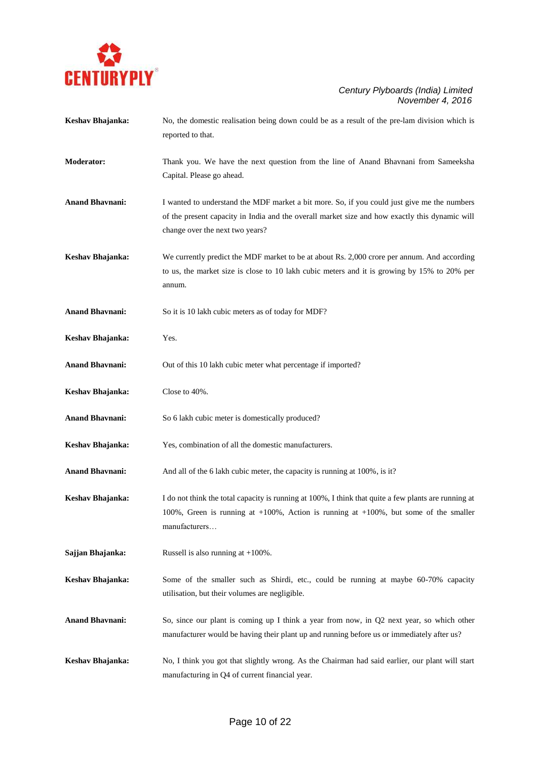**Keshav Bhajanka:** No, the domestic realisation being down could be as a result of the pre-lam division which is reported to that.

**Moderator:** Thank you. We have the next question from the line of Anand Bhavnani from Sameeksha Capital. Please go ahead.

**Anand Bhavnani:** I wanted to understand the MDF market a bit more. So, if you could just give me the numbers of the present capacity in India and the overall market size and how exactly this dynamic will change over the next two years?

**Keshav Bhajanka:** We currently predict the MDF market to be at about Rs. 2,000 crore per annum. And according to us, the market size is close to 10 lakh cubic meters and it is growing by 15% to 20% per annum.

**Anand Bhavnani:** So it is 10 lakh cubic meters as of today for MDF?

**Keshav Bhajanka:** Yes.

**Anand Bhavnani:** Out of this 10 lakh cubic meter what percentage if imported?

**Keshav Bhajanka:** Close to 40%.

**Anand Bhavnani:** So 6 lakh cubic meter is domestically produced?

**Keshav Bhajanka:** Yes, combination of all the domestic manufacturers.

**Anand Bhavnani:** And all of the 6 lakh cubic meter, the capacity is running at 100%, is it?

**Keshav Bhajanka:** I do not think the total capacity is running at 100%, I think that quite a few plants are running at 100%, Green is running at +100%, Action is running at +100%, but some of the smaller manufacturers…

**Sajjan Bhajanka:** Russell is also running at +100%.

**Keshav Bhajanka:** Some of the smaller such as Shirdi, etc., could be running at maybe 60-70% capacity utilisation, but their volumes are negligible.

**Anand Bhavnani:** So, since our plant is coming up I think a year from now, in Q2 next year, so which other manufacturer would be having their plant up and running before us or immediately after us?

**Keshav Bhajanka:** No, I think you got that slightly wrong. As the Chairman had said earlier, our plant will start manufacturing in Q4 of current financial year.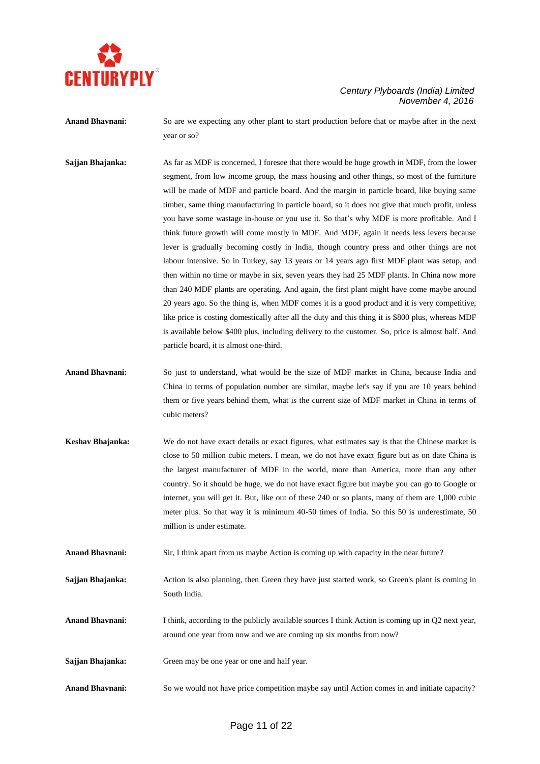**Anand Bhavnani:** So are we expecting any other plant to start production before that or maybe after in the next year or so?

**Sajjan Bhajanka:** As far as MDF is concerned, I foresee that there would be huge growth in MDF, from the lower segment, from low income group, the mass housing and other things, so most of the furniture will be made of MDF and particle board. And the margin in particle board, like buying same timber, same thing manufacturing in particle board, so it does not give that much profit, unless you have some wastage in-house or you use it. So that's why MDF is more profitable. And I think future growth will come mostly in MDF. And MDF, again it needs less levers because lever is gradually becoming costly in India, though country press and other things are not labour intensive. So in Turkey, say 13 years or 14 years ago first MDF plant was setup, and then within no time or maybe in six, seven years they had 25 MDF plants. In China now more than 240 MDF plants are operating. And again, the first plant might have come maybe around 20 years ago. So the thing is, when MDF comes it is a good product and it is very competitive, like price is costing domestically after all the duty and this thing it is $800 plus, whereas MDF is available below $400 plus, including delivery to the customer. So, price is almost half. And particle board, it is almost one-third.

**Anand Bhavnani:** So just to understand, what would be the size of MDF market in China, because India and China in terms of population number are similar, maybe let's say if you are 10 years behind them or five years behind them, what is the current size of MDF market in China in terms of cubic meters?

**Keshav Bhajanka:** We do not have exact details or exact figures, what estimates say is that the Chinese market is close to 50 million cubic meters. I mean, we do not have exact figure but as on date China is the largest manufacturer of MDF in the world, more than America, more than any other country. So it should be huge, we do not have exact figure but maybe you can go to Google or internet, you will get it. But, like out of these 240 or so plants, many of them are 1,000 cubic meter plus. So that way it is minimum 40-50 times of India. So this 50 is underestimate, 50 million is under estimate.

**Anand Bhavnani:** Sir, I think apart from us maybe Action is coming up with capacity in the near future?

**Sajjan Bhajanka:** Action is also planning, then Green they have just started work, so Green's plant is coming in South India.

**Anand Bhavnani:** I think, according to the publicly available sources I think Action is coming up in Q2 next year, around one year from now and we are coming up six months from now?

**Sajjan Bhajanka:** Green may be one year or one and half year.

**Anand Bhavnani:** So we would not have price competition maybe say until Action comes in and initiate capacity?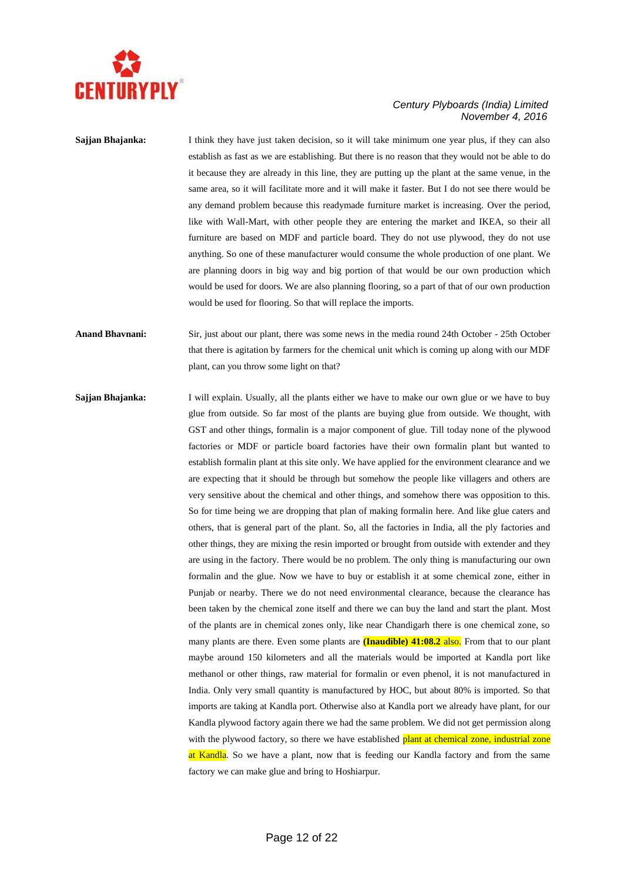**Sajjan Bhajanka:** I think they have just taken decision, so it will take minimum one year plus, if they can also establish as fast as we are establishing. But there is no reason that they would not be able to do it because they are already in this line, they are putting up the plant at the same venue, in the same area, so it will facilitate more and it will make it faster. But I do not see there would be any demand problem because this readymade furniture market is increasing. Over the period, like with Wall-Mart, with other people they are entering the market and IKEA, so their all furniture are based on MDF and particle board. They do not use plywood, they do not use anything. So one of these manufacturer would consume the whole production of one plant. We are planning doors in big way and big portion of that would be our own production which would be used for doors. We are also planning flooring, so a part of that of our own production would be used for flooring. So that will replace the imports.

**Anand Bhavnani:** Sir, just about our plant, there was some news in the media round 24th October - 25th October that there is agitation by farmers for the chemical unit which is coming up along with our MDF plant, can you throw some light on that?

**Sajjan Bhajanka:** I will explain. Usually, all the plants either we have to make our own glue or we have to buy glue from outside. So far most of the plants are buying glue from outside. We thought, with GST and other things, formalin is a major component of glue. Till today none of the plywood factories or MDF or particle board factories have their own formalin plant but wanted to establish formalin plant at this site only. We have applied for the environment clearance and we are expecting that it should be through but somehow the people like villagers and others are very sensitive about the chemical and other things, and somehow there was opposition to this. So for time being we are dropping that plan of making formalin here. And like glue caters and others, that is general part of the plant. So, all the factories in India, all the ply factories and other things, they are mixing the resin imported or brought from outside with extender and they are using in the factory. There would be no problem. The only thing is manufacturing our own formalin and the glue. Now we have to buy or establish it at some chemical zone, either in Punjab or nearby. There we do not need environmental clearance, because the clearance has been taken by the chemical zone itself and there we can buy the land and start the plant. Most of the plants are in chemical zones only, like near Chandigarh there is one chemical zone, so many plants are there. Even some plants are **(Inaudible) 41:08.2** also. From that to our plant maybe around 150 kilometers and all the materials would be imported at Kandla port like methanol or other things, raw material for formalin or even phenol, it is not manufactured in India. Only very small quantity is manufactured by HOC, but about 80% is imported. So that imports are taking at Kandla port. Otherwise also at Kandla port we already have plant, for our Kandla plywood factory again there we had the same problem. We did not get permission along with the plywood factory, so there we have established plant at chemical zone, industrial zone at Kandla. So we have a plant, now that is feeding our Kandla factory and from the same factory we can make glue and bring to Hoshiarpur.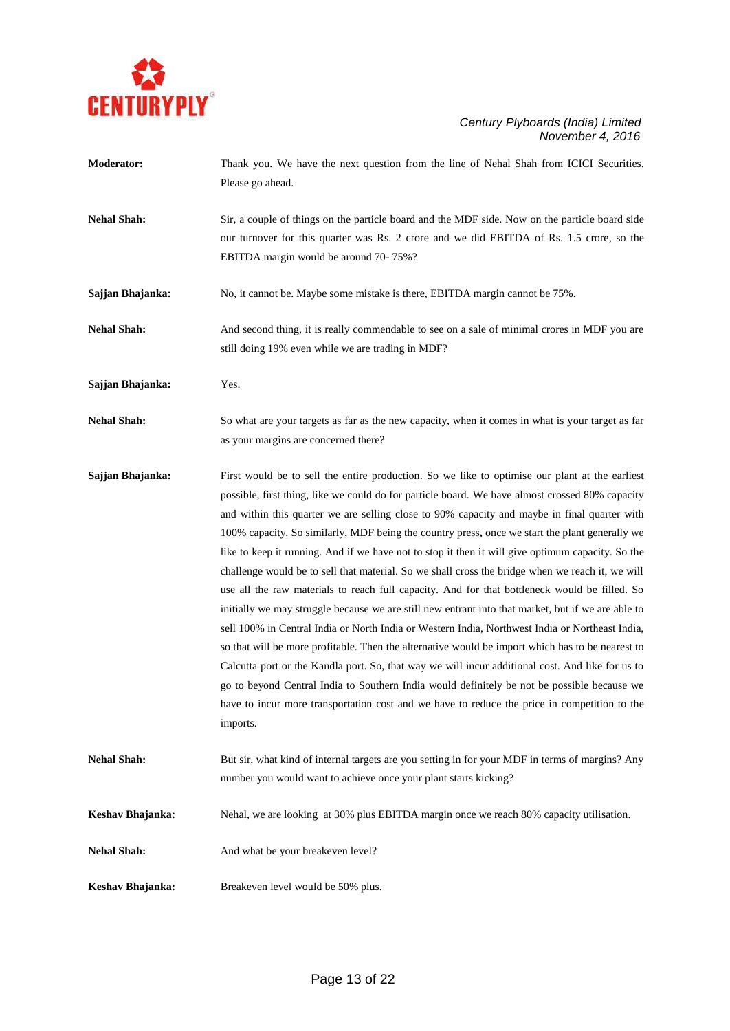**Moderator:** Thank you. We have the next question from the line of Nehal Shah from ICICI Securities. Please go ahead.

**Nehal Shah:** Sir, a couple of things on the particle board and the MDF side. Now on the particle board side our turnover for this quarter was Rs. 2 crore and we did EBITDA of Rs. 1.5 crore, so the EBITDA margin would be around 70- 75%?

**Sajjan Bhajanka:** No, it cannot be. Maybe some mistake is there, EBITDA margin cannot be 75%.

**Nehal Shah:** And second thing, it is really commendable to see on a sale of minimal crores in MDF you are still doing 19% even while we are trading in MDF?

**Sajjan Bhajanka:** Yes.

**Nehal Shah:** So what are your targets as far as the new capacity, when it comes in what is your target as far as your margins are concerned there?

**Sajjan Bhajanka:** First would be to sell the entire production. So we like to optimise our plant at the earliest possible, first thing, like we could do for particle board. We have almost crossed 80% capacity and within this quarter we are selling close to 90% capacity and maybe in final quarter with 100% capacity. So similarly, MDF being the country press**,** once we start the plant generally we like to keep it running. And if we have not to stop it then it will give optimum capacity. So the challenge would be to sell that material. So we shall cross the bridge when we reach it, we will use all the raw materials to reach full capacity. And for that bottleneck would be filled. So initially we may struggle because we are still new entrant into that market, but if we are able to sell 100% in Central India or North India or Western India, Northwest India or Northeast India, so that will be more profitable. Then the alternative would be import which has to be nearest to Calcutta port or the Kandla port. So, that way we will incur additional cost. And like for us to go to beyond Central India to Southern India would definitely be not be possible because we have to incur more transportation cost and we have to reduce the price in competition to the imports.

**Nehal Shah:** But sir, what kind of internal targets are you setting in for your MDF in terms of margins? Any number you would want to achieve once your plant starts kicking?

**Keshav Bhajanka:** Nehal, we are looking at 30% plus EBITDA margin once we reach 80% capacity utilisation.

**Nehal Shah:** And what be your breakeven level?

**Keshav Bhajanka:** Breakeven level would be 50% plus.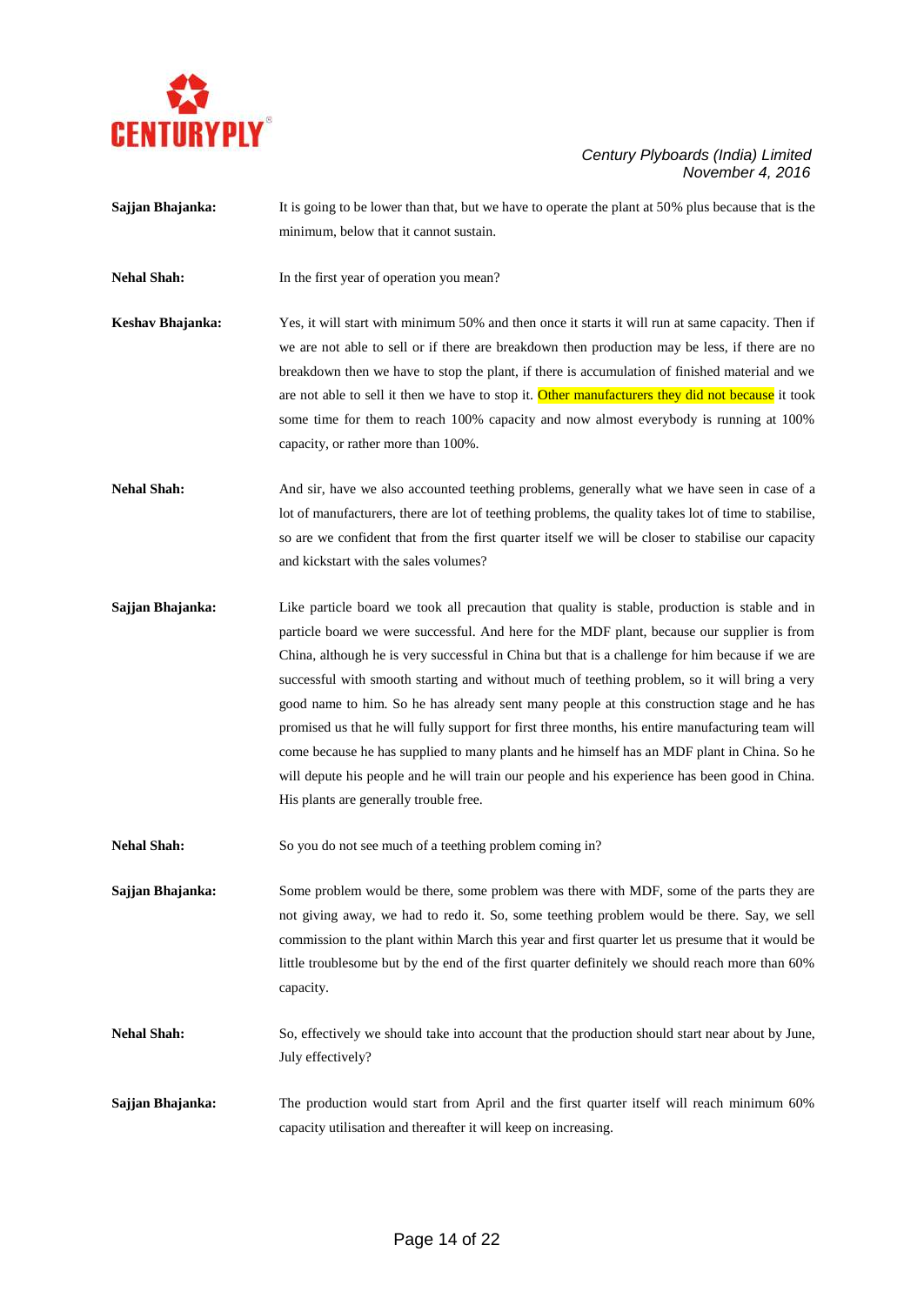**Sajjan Bhajanka:** It is going to be lower than that, but we have to operate the plant at 50% plus because that is the minimum, below that it cannot sustain.

**Nehal Shah:** In the first year of operation you mean?

**Keshav Bhajanka:** Yes, it will start with minimum 50% and then once it starts it will run at same capacity. Then if we are not able to sell or if there are breakdown then production may be less, if there are no breakdown then we have to stop the plant, if there is accumulation of finished material and we are not able to sell it then we have to stop it. Other manufacturers they did not because it took some time for them to reach 100% capacity and now almost everybody is running at 100% capacity, or rather more than 100%.

**Nehal Shah:** And sir, have we also accounted teething problems, generally what we have seen in case of a lot of manufacturers, there are lot of teething problems, the quality takes lot of time to stabilise, so are we confident that from the first quarter itself we will be closer to stabilise our capacity and kickstart with the sales volumes?

**Sajjan Bhajanka:** Like particle board we took all precaution that quality is stable, production is stable and in particle board we were successful. And here for the MDF plant, because our supplier is from China, although he is very successful in China but that is a challenge for him because if we are successful with smooth starting and without much of teething problem, so it will bring a very good name to him. So he has already sent many people at this construction stage and he has promised us that he will fully support for first three months, his entire manufacturing team will come because he has supplied to many plants and he himself has an MDF plant in China. So he will depute his people and he will train our people and his experience has been good in China. His plants are generally trouble free.

**Nehal Shah:** So you do not see much of a teething problem coming in?

**Sajjan Bhajanka:** Some problem would be there, some problem was there with MDF, some of the parts they are not giving away, we had to redo it. So, some teething problem would be there. Say, we sell commission to the plant within March this year and first quarter let us presume that it would be little troublesome but by the end of the first quarter definitely we should reach more than 60% capacity.

**Nehal Shah:** So, effectively we should take into account that the production should start near about by June, July effectively?

**Sajjan Bhajanka:** The production would start from April and the first quarter itself will reach minimum 60% capacity utilisation and thereafter it will keep on increasing.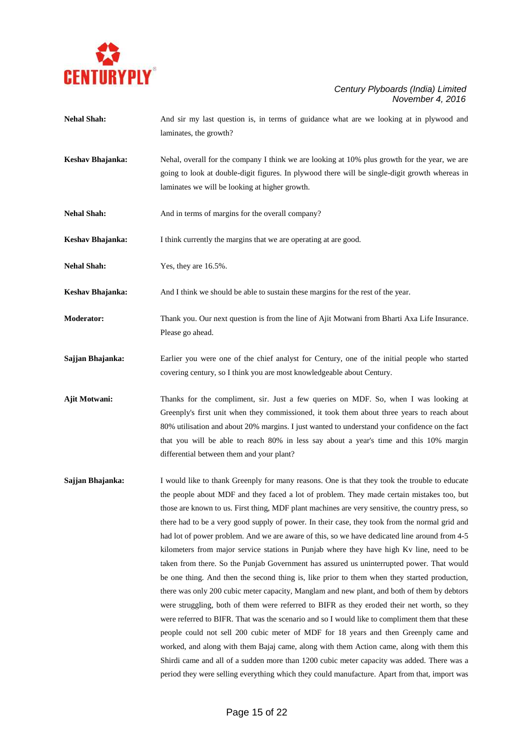**Nehal Shah:** And sir my last question is, in terms of guidance what are we looking at in plywood and laminates, the growth?

**Keshav Bhajanka:** Nehal, overall for the company I think we are looking at 10% plus growth for the year, we are going to look at double-digit figures. In plywood there will be single-digit growth whereas in laminates we will be looking at higher growth.

**Nehal Shah:** And in terms of margins for the overall company?

**Keshav Bhajanka:** I think currently the margins that we are operating at are good.

**Nehal Shah:** Yes, they are 16.5%.

**Keshav Bhajanka:** And I think we should be able to sustain these margins for the rest of the year.

**Moderator:** Thank you. Our next question is from the line of Ajit Motwani from Bharti Axa Life Insurance. Please go ahead.

**Sajjan Bhajanka:** Earlier you were one of the chief analyst for Century, one of the initial people who started covering century, so I think you are most knowledgeable about Century.

**Ajit Motwani:** Thanks for the compliment, sir. Just a few queries on MDF. So, when I was looking at Greenply's first unit when they commissioned, it took them about three years to reach about 80% utilisation and about 20% margins. I just wanted to understand your confidence on the fact that you will be able to reach 80% in less say about a year's time and this 10% margin differential between them and your plant?

**Sajjan Bhajanka:** I would like to thank Greenply for many reasons. One is that they took the trouble to educate the people about MDF and they faced a lot of problem. They made certain mistakes too, but those are known to us. First thing, MDF plant machines are very sensitive, the country press, so there had to be a very good supply of power. In their case, they took from the normal grid and had lot of power problem. And we are aware of this, so we have dedicated line around from 4-5 kilometers from major service stations in Punjab where they have high Kv line, need to be taken from there. So the Punjab Government has assured us uninterrupted power. That would be one thing. And then the second thing is, like prior to them when they started production, there was only 200 cubic meter capacity, Manglam and new plant, and both of them by debtors were struggling, both of them were referred to BIFR as they eroded their net worth, so they were referred to BIFR. That was the scenario and so I would like to compliment them that these people could not sell 200 cubic meter of MDF for 18 years and then Greenply came and worked, and along with them Bajaj came, along with them Action came, along with them this Shirdi came and all of a sudden more than 1200 cubic meter capacity was added. There was a period they were selling everything which they could manufacture. Apart from that, import was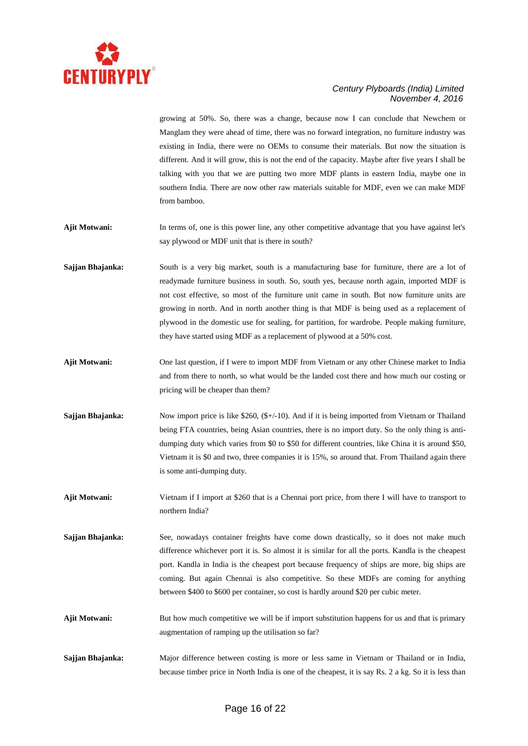growing at 50%. So, there was a change, because now I can conclude that Newchem or Manglam they were ahead of time, there was no forward integration, no furniture industry was existing in India, there were no OEMs to consume their materials. But now the situation is different. And it will grow, this is not the end of the capacity. Maybe after five years I shall be talking with you that we are putting two more MDF plants in eastern India, maybe one in southern India. There are now other raw materials suitable for MDF, even we can make MDF from bamboo.

**Ajit Motwani:** In terms of, one is this power line, any other competitive advantage that you have against let's say plywood or MDF unit that is there in south?

**Sajjan Bhajanka:** South is a very big market, south is a manufacturing base for furniture, there are a lot of readymade furniture business in south. So, south yes, because north again, imported MDF is not cost effective, so most of the furniture unit came in south. But now furniture units are growing in north. And in north another thing is that MDF is being used as a replacement of plywood in the domestic use for sealing, for partition, for wardrobe. People making furniture, they have started using MDF as a replacement of plywood at a 50% cost.

**Ajit Motwani:** One last question, if I were to import MDF from Vietnam or any other Chinese market to India and from there to north, so what would be the landed cost there and how much our costing or pricing will be cheaper than them?

**Sajjan Bhajanka:** Now import price is like $260, ($+/-10). And if it is being imported from Vietnam or Thailand being FTA countries, being Asian countries, there is no import duty. So the only thing is anti-dumping duty which varies from $0 to $50 for different countries, like China it is around $50, Vietnam it is $0 and two, three companies it is 15%, so around that. From Thailand again there is some anti-dumping duty.

**Ajit Motwani:** Vietnam if I import at $260 that is a Chennai port price, from there I will have to transport to northern India?

**Sajjan Bhajanka:** See, nowadays container freights have come down drastically, so it does not make much difference whichever port it is. So almost it is similar for all the ports. Kandla is the cheapest port. Kandla in India is the cheapest port because frequency of ships are more, big ships are coming. But again Chennai is also competitive. So these MDFs are coming for anything between $400 to $600 per container, so cost is hardly around $20 per cubic meter.

**Ajit Motwani:** But how much competitive we will be if import substitution happens for us and that is primary augmentation of ramping up the utilisation so far?

**Sajjan Bhajanka:** Major difference between costing is more or less same in Vietnam or Thailand or in India, because timber price in North India is one of the cheapest, it is say Rs. 2 a kg. So it is less than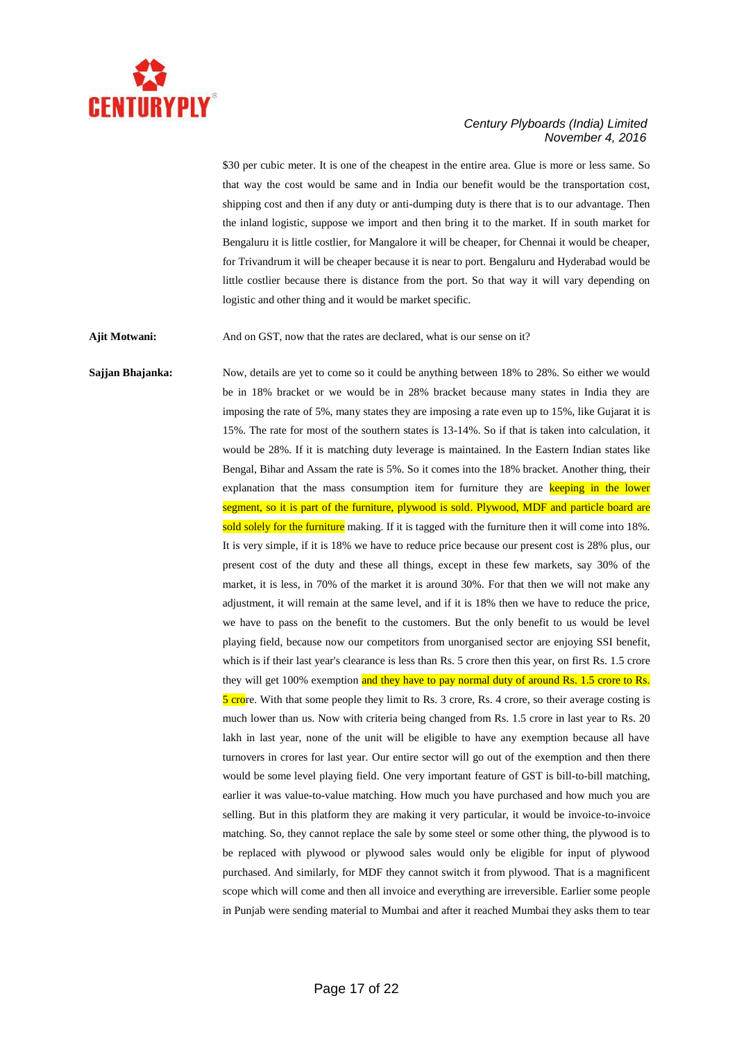$30 per cubic meter. It is one of the cheapest in the entire area. Glue is more or less same. So that way the cost would be same and in India our benefit would be the transportation cost, shipping cost and then if any duty or anti-dumping duty is there that is to our advantage. Then the inland logistic, suppose we import and then bring it to the market. If in south market for Bengaluru it is little costlier, for Mangalore it will be cheaper, for Chennai it would be cheaper, for Trivandrum it will be cheaper because it is near to port. Bengaluru and Hyderabad would be little costlier because there is distance from the port. So that way it will vary depending on logistic and other thing and it would be market specific.

**Ajit Motwani:** And on GST, now that the rates are declared, what is our sense on it?

**Sajjan Bhajanka:** Now, details are yet to come so it could be anything between 18% to 28%. So either we would be in 18% bracket or we would be in 28% bracket because many states in India they are imposing the rate of 5%, many states they are imposing a rate even up to 15%, like Gujarat it is 15%. The rate for most of the southern states is 13-14%. So if that is taken into calculation, it would be 28%. If it is matching duty leverage is maintained. In the Eastern Indian states like Bengal, Bihar and Assam the rate is 5%. So it comes into the 18% bracket. Another thing, their explanation that the mass consumption item for furniture they are keeping in the lower segment, so it is part of the furniture, plywood is sold. Plywood, MDF and particle board are sold solely for the furniture making. If it is tagged with the furniture then it will come into 18%. It is very simple, if it is 18% we have to reduce price because our present cost is 28% plus, our present cost of the duty and these all things, except in these few markets, say 30% of the market, it is less, in 70% of the market it is around 30%. For that then we will not make any adjustment, it will remain at the same level, and if it is 18% then we have to reduce the price, we have to pass on the benefit to the customers. But the only benefit to us would be level playing field, because now our competitors from unorganised sector are enjoying SSI benefit, which is if their last year's clearance is less than Rs. 5 crore then this year, on first Rs. 1.5 crore they will get 100% exemption and they have to pay normal duty of around Rs. 1.5 crore to Rs. 5 crore. With that some people they limit to Rs. 3 crore, Rs. 4 crore, so their average costing is much lower than us. Now with criteria being changed from Rs. 1.5 crore in last year to Rs. 20 lakh in last year, none of the unit will be eligible to have any exemption because all have turnovers in crores for last year. Our entire sector will go out of the exemption and then there would be some level playing field. One very important feature of GST is bill-to-bill matching, earlier it was value-to-value matching. How much you have purchased and how much you are selling. But in this platform they are making it very particular, it would be invoice-to-invoice matching. So, they cannot replace the sale by some steel or some other thing, the plywood is to be replaced with plywood or plywood sales would only be eligible for input of plywood purchased. And similarly, for MDF they cannot switch it from plywood. That is a magnificent scope which will come and then all invoice and everything are irreversible. Earlier some people in Punjab were sending material to Mumbai and after it reached Mumbai they asks them to tear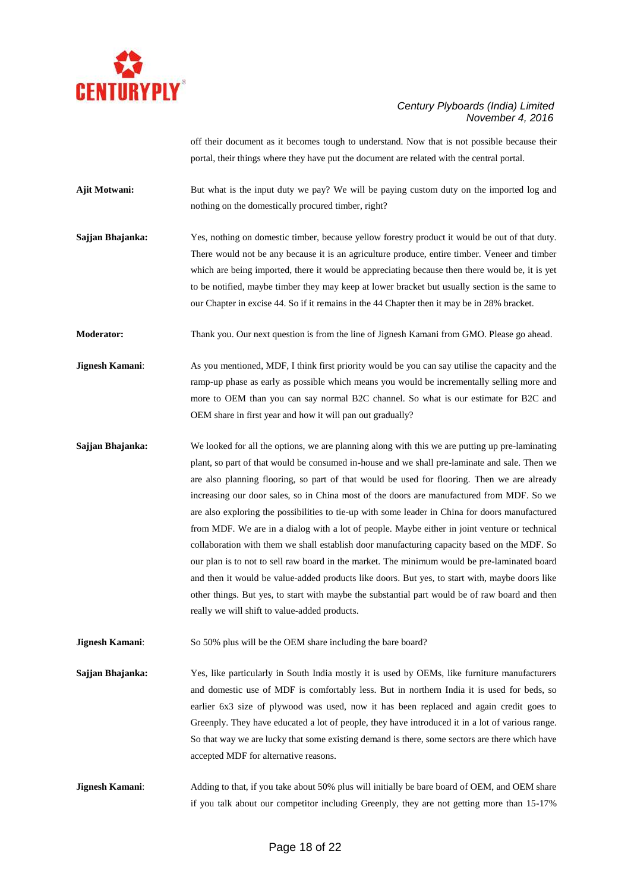off their document as it becomes tough to understand. Now that is not possible because their portal, their things where they have put the document are related with the central portal.

**Ajit Motwani:** But what is the input duty we pay? We will be paying custom duty on the imported log and nothing on the domestically procured timber, right?

**Sajjan Bhajanka:** Yes, nothing on domestic timber, because yellow forestry product it would be out of that duty. There would not be any because it is an agriculture produce, entire timber. Veneer and timber which are being imported, there it would be appreciating because then there would be, it is yet to be notified, maybe timber they may keep at lower bracket but usually section is the same to our Chapter in excise 44. So if it remains in the 44 Chapter then it may be in 28% bracket.

**Moderator:** Thank you. Our next question is from the line of Jignesh Kamani from GMO. Please go ahead.

**Jignesh Kamani**: As you mentioned, MDF, I think first priority would be you can say utilise the capacity and the ramp-up phase as early as possible which means you would be incrementally selling more and more to OEM than you can say normal B2C channel. So what is our estimate for B2C and OEM share in first year and how it will pan out gradually?

**Sajjan Bhajanka:** We looked for all the options, we are planning along with this we are putting up pre-laminating plant, so part of that would be consumed in-house and we shall pre-laminate and sale. Then we are also planning flooring, so part of that would be used for flooring. Then we are already increasing our door sales, so in China most of the doors are manufactured from MDF. So we are also exploring the possibilities to tie-up with some leader in China for doors manufactured from MDF. We are in a dialog with a lot of people. Maybe either in joint venture or technical collaboration with them we shall establish door manufacturing capacity based on the MDF. So our plan is to not to sell raw board in the market. The minimum would be pre-laminated board and then it would be value-added products like doors. But yes, to start with, maybe doors like other things. But yes, to start with maybe the substantial part would be of raw board and then really we will shift to value-added products.

**Jignesh Kamani**: So 50% plus will be the OEM share including the bare board?

**Sajjan Bhajanka:** Yes, like particularly in South India mostly it is used by OEMs, like furniture manufacturers and domestic use of MDF is comfortably less. But in northern India it is used for beds, so earlier 6x3 size of plywood was used, now it has been replaced and again credit goes to Greenply. They have educated a lot of people, they have introduced it in a lot of various range. So that way we are lucky that some existing demand is there, some sectors are there which have accepted MDF for alternative reasons.

**Jignesh Kamani**: Adding to that, if you take about 50% plus will initially be bare board of OEM, and OEM share if you talk about our competitor including Greenply, they are not getting more than 15-17%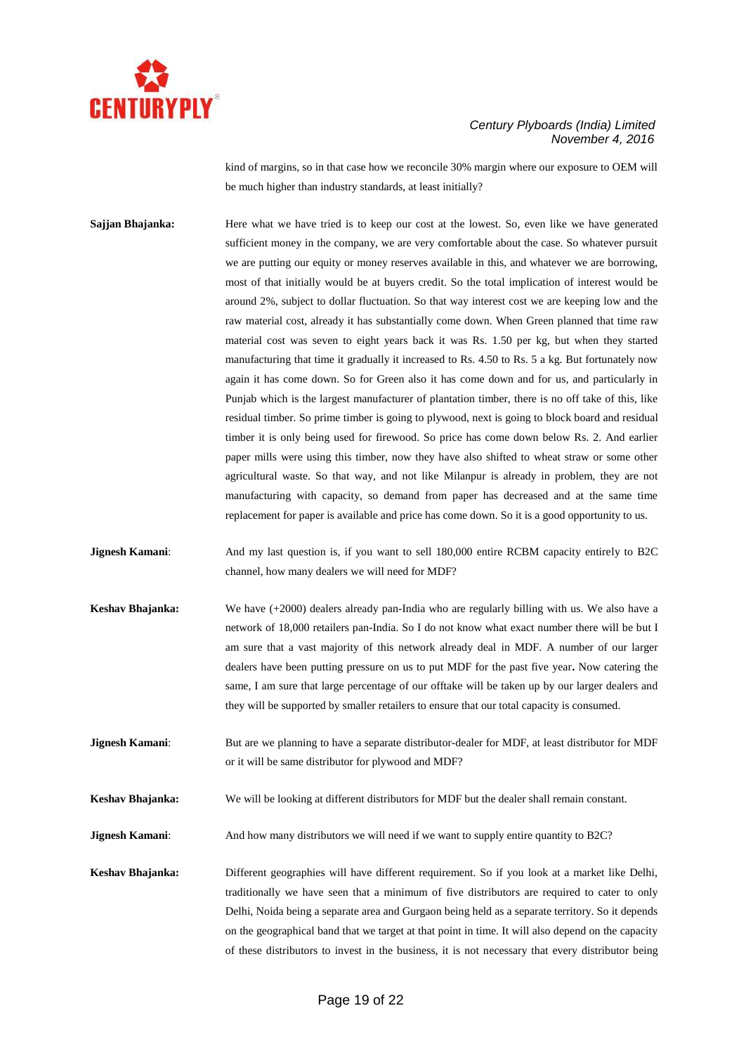kind of margins, so in that case how we reconcile 30% margin where our exposure to OEM will be much higher than industry standards, at least initially?

**Sajjan Bhajanka:** Here what we have tried is to keep our cost at the lowest. So, even like we have generated sufficient money in the company, we are very comfortable about the case. So whatever pursuit we are putting our equity or money reserves available in this, and whatever we are borrowing, most of that initially would be at buyers credit. So the total implication of interest would be around 2%, subject to dollar fluctuation. So that way interest cost we are keeping low and the raw material cost, already it has substantially come down. When Green planned that time raw material cost was seven to eight years back it was Rs. 1.50 per kg, but when they started manufacturing that time it gradually it increased to Rs. 4.50 to Rs. 5 a kg. But fortunately now again it has come down. So for Green also it has come down and for us, and particularly in Punjab which is the largest manufacturer of plantation timber, there is no off take of this, like residual timber. So prime timber is going to plywood, next is going to block board and residual timber it is only being used for firewood. So price has come down below Rs. 2. And earlier paper mills were using this timber, now they have also shifted to wheat straw or some other agricultural waste. So that way, and not like Milanpur is already in problem, they are not manufacturing with capacity, so demand from paper has decreased and at the same time replacement for paper is available and price has come down. So it is a good opportunity to us.

**Jignesh Kamani**: And my last question is, if you want to sell 180,000 entire RCBM capacity entirely to B2C channel, how many dealers we will need for MDF?

**Keshav Bhajanka:** We have (+2000) dealers already pan-India who are regularly billing with us. We also have a network of 18,000 retailers pan-India. So I do not know what exact number there will be but I am sure that a vast majority of this network already deal in MDF. A number of our larger dealers have been putting pressure on us to put MDF for the past five year**.** Now catering the same, I am sure that large percentage of our offtake will be taken up by our larger dealers and they will be supported by smaller retailers to ensure that our total capacity is consumed.

**Jignesh Kamani**: But are we planning to have a separate distributor-dealer for MDF, at least distributor for MDF or it will be same distributor for plywood and MDF?

**Keshav Bhajanka:** We will be looking at different distributors for MDF but the dealer shall remain constant.

**Jignesh Kamani**: And how many distributors we will need if we want to supply entire quantity to B2C?

**Keshav Bhajanka:** Different geographies will have different requirement. So if you look at a market like Delhi, traditionally we have seen that a minimum of five distributors are required to cater to only Delhi, Noida being a separate area and Gurgaon being held as a separate territory. So it depends on the geographical band that we target at that point in time. It will also depend on the capacity of these distributors to invest in the business, it is not necessary that every distributor being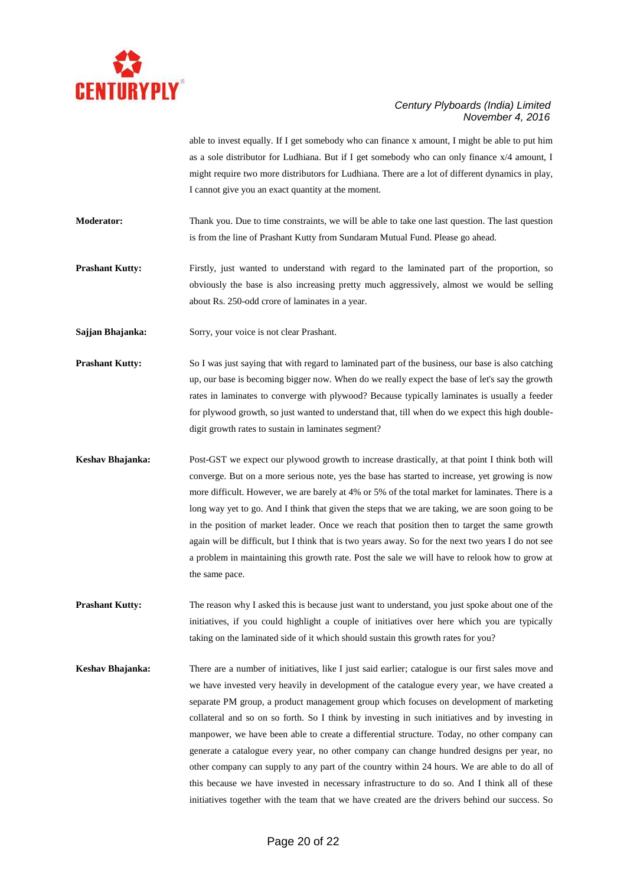able to invest equally. If I get somebody who can finance x amount, I might be able to put him as a sole distributor for Ludhiana. But if I get somebody who can only finance x/4 amount, I might require two more distributors for Ludhiana. There are a lot of different dynamics in play, I cannot give you an exact quantity at the moment.

**Moderator:** Thank you. Due to time constraints, we will be able to take one last question. The last question is from the line of Prashant Kutty from Sundaram Mutual Fund. Please go ahead.

**Prashant Kutty:** Firstly, just wanted to understand with regard to the laminated part of the proportion, so obviously the base is also increasing pretty much aggressively, almost we would be selling about Rs. 250-odd crore of laminates in a year.

**Sajjan Bhajanka:** Sorry, your voice is not clear Prashant.

**Prashant Kutty:** So I was just saying that with regard to laminated part of the business, our base is also catching up, our base is becoming bigger now. When do we really expect the base of let's say the growth rates in laminates to converge with plywood? Because typically laminates is usually a feeder for plywood growth, so just wanted to understand that, till when do we expect this high double-digit growth rates to sustain in laminates segment?

**Keshav Bhajanka:** Post-GST we expect our plywood growth to increase drastically, at that point I think both will converge. But on a more serious note, yes the base has started to increase, yet growing is now more difficult. However, we are barely at 4% or 5% of the total market for laminates. There is a long way yet to go. And I think that given the steps that we are taking, we are soon going to be in the position of market leader. Once we reach that position then to target the same growth again will be difficult, but I think that is two years away. So for the next two years I do not see a problem in maintaining this growth rate. Post the sale we will have to relook how to grow at the same pace.

**Prashant Kutty:** The reason why I asked this is because just want to understand, you just spoke about one of the initiatives, if you could highlight a couple of initiatives over here which you are typically taking on the laminated side of it which should sustain this growth rates for you?

**Keshav Bhajanka:** There are a number of initiatives, like I just said earlier; catalogue is our first sales move and we have invested very heavily in development of the catalogue every year, we have created a separate PM group, a product management group which focuses on development of marketing collateral and so on so forth. So I think by investing in such initiatives and by investing in manpower, we have been able to create a differential structure. Today, no other company can generate a catalogue every year, no other company can change hundred designs per year, no other company can supply to any part of the country within 24 hours. We are able to do all of this because we have invested in necessary infrastructure to do so. And I think all of these initiatives together with the team that we have created are the drivers behind our success. So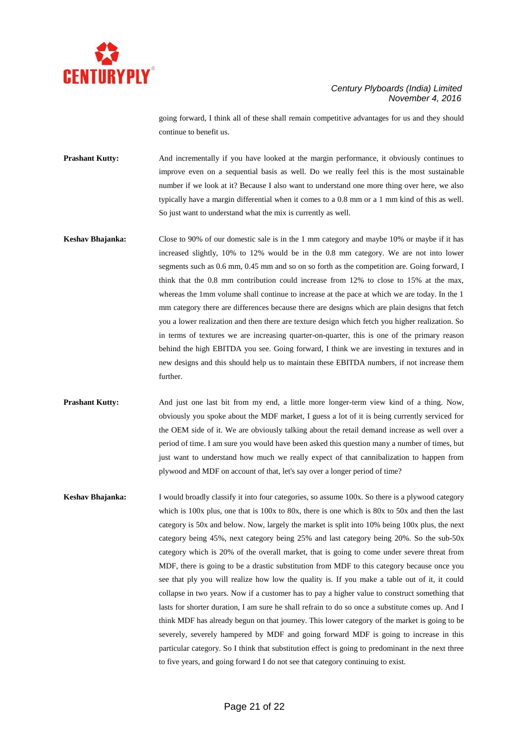going forward, I think all of these shall remain competitive advantages for us and they should continue to benefit us.

**Prashant Kutty:** And incrementally if you have looked at the margin performance, it obviously continues to improve even on a sequential basis as well. Do we really feel this is the most sustainable number if we look at it? Because I also want to understand one more thing over here, we also typically have a margin differential when it comes to a 0.8 mm or a 1 mm kind of this as well. So just want to understand what the mix is currently as well.

**Keshav Bhajanka:** Close to 90% of our domestic sale is in the 1 mm category and maybe 10% or maybe if it has increased slightly, 10% to 12% would be in the 0.8 mm category. We are not into lower segments such as 0.6 mm, 0.45 mm and so on so forth as the competition are. Going forward, I think that the 0.8 mm contribution could increase from 12% to close to 15% at the max, whereas the 1mm volume shall continue to increase at the pace at which we are today. In the 1 mm category there are differences because there are designs which are plain designs that fetch you a lower realization and then there are texture design which fetch you higher realization. So in terms of textures we are increasing quarter-on-quarter, this is one of the primary reason behind the high EBITDA you see. Going forward, I think we are investing in textures and in new designs and this should help us to maintain these EBITDA numbers, if not increase them further.

**Prashant Kutty:** And just one last bit from my end, a little more longer-term view kind of a thing. Now, obviously you spoke about the MDF market, I guess a lot of it is being currently serviced for the OEM side of it. We are obviously talking about the retail demand increase as well over a period of time. I am sure you would have been asked this question many a number of times, but just want to understand how much we really expect of that cannibalization to happen from plywood and MDF on account of that, let's say over a longer period of time?

**Keshav Bhajanka:** I would broadly classify it into four categories, so assume 100x. So there is a plywood category which is 100x plus, one that is 100x to 80x, there is one which is 80x to 50x and then the last category is 50x and below. Now, largely the market is split into 10% being 100x plus, the next category being 45%, next category being 25% and last category being 20%. So the sub-50x category which is 20% of the overall market, that is going to come under severe threat from MDF, there is going to be a drastic substitution from MDF to this category because once you see that ply you will realize how low the quality is. If you make a table out of it, it could collapse in two years. Now if a customer has to pay a higher value to construct something that lasts for shorter duration, I am sure he shall refrain to do so once a substitute comes up. And I think MDF has already begun on that journey. This lower category of the market is going to be severely, severely hampered by MDF and going forward MDF is going to increase in this particular category. So I think that substitution effect is going to predominant in the next three to five years, and going forward I do not see that category continuing to exist.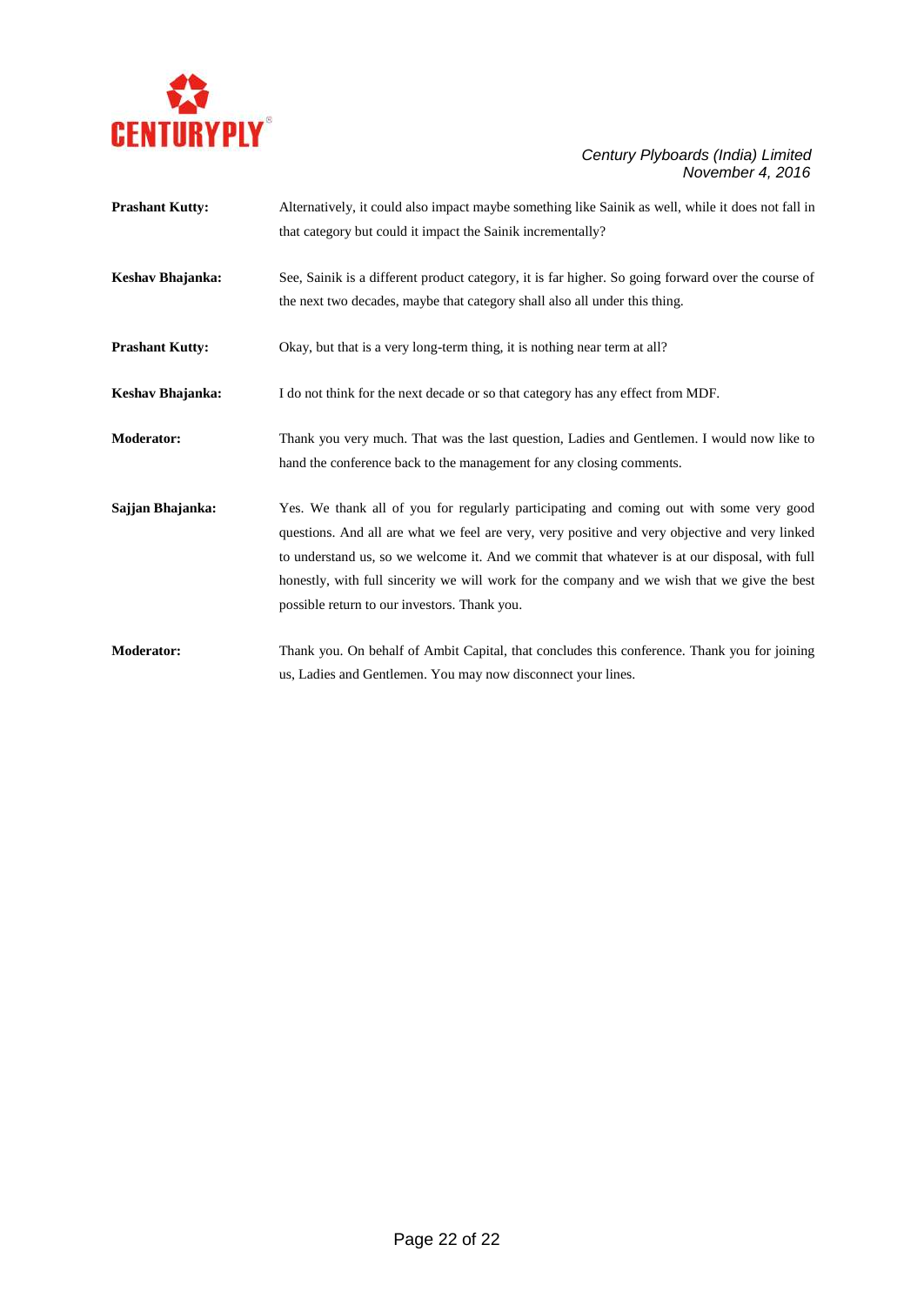**Prashant Kutty:** Alternatively, it could also impact maybe something like Sainik as well, while it does not fall in that category but could it impact the Sainik incrementally?

**Keshav Bhajanka:** See, Sainik is a different product category, it is far higher. So going forward over the course of the next two decades, maybe that category shall also all under this thing.

**Prashant Kutty:** Okay, but that is a very long-term thing, it is nothing near term at all?

**Keshav Bhajanka:** I do not think for the next decade or so that category has any effect from MDF.

**Moderator:** Thank you very much. That was the last question, Ladies and Gentlemen. I would now like to hand the conference back to the management for any closing comments.

**Sajjan Bhajanka:** Yes. We thank all of you for regularly participating and coming out with some very good questions. And all are what we feel are very, very positive and very objective and very linked to understand us, so we welcome it. And we commit that whatever is at our disposal, with full honestly, with full sincerity we will work for the company and we wish that we give the best possible return to our investors. Thank you.

**Moderator:** Thank you. On behalf of Ambit Capital, that concludes this conference. Thank you for joining us, Ladies and Gentlemen. You may now disconnect your lines.